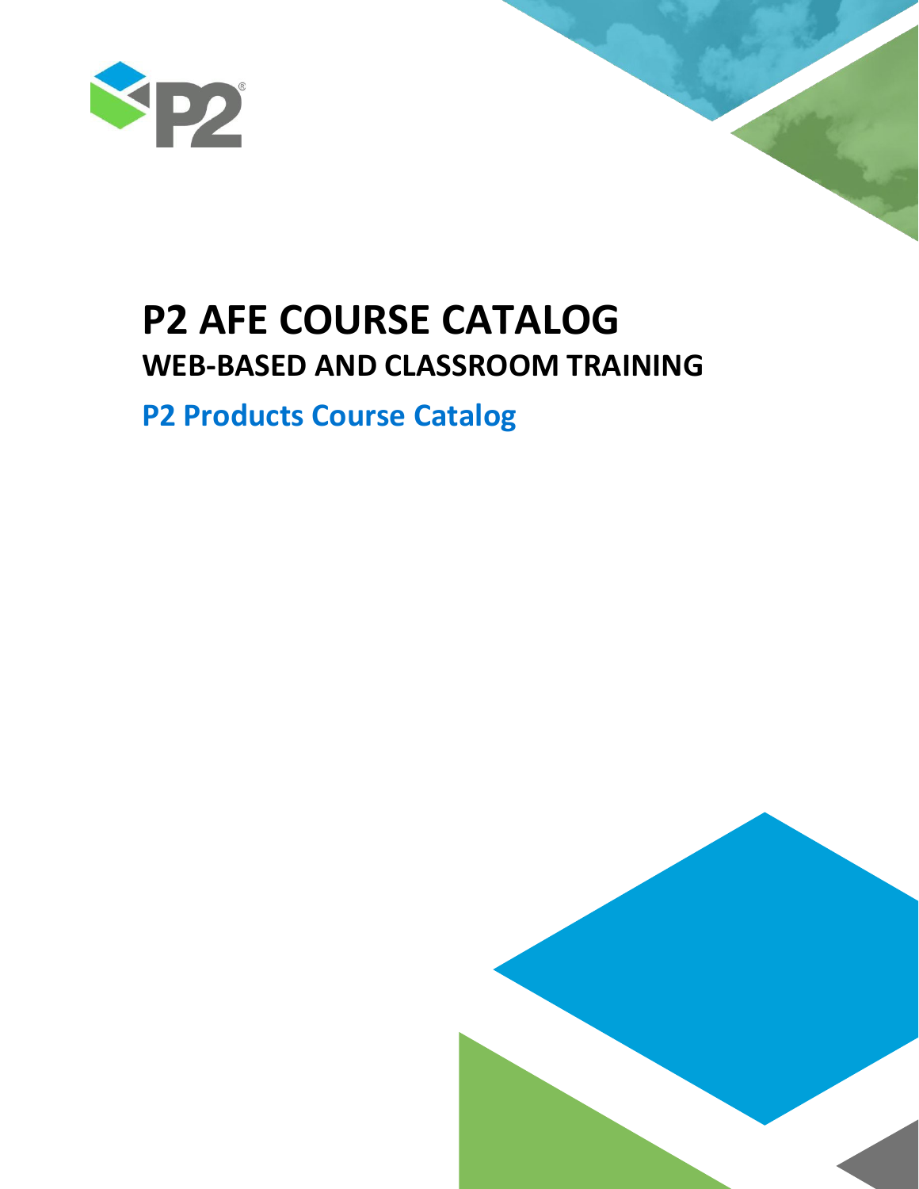# P2 AFE COURSE CATALOG

## WEB-BASED AND CLASSROOM TRAINING

### P2 Products Course Catalog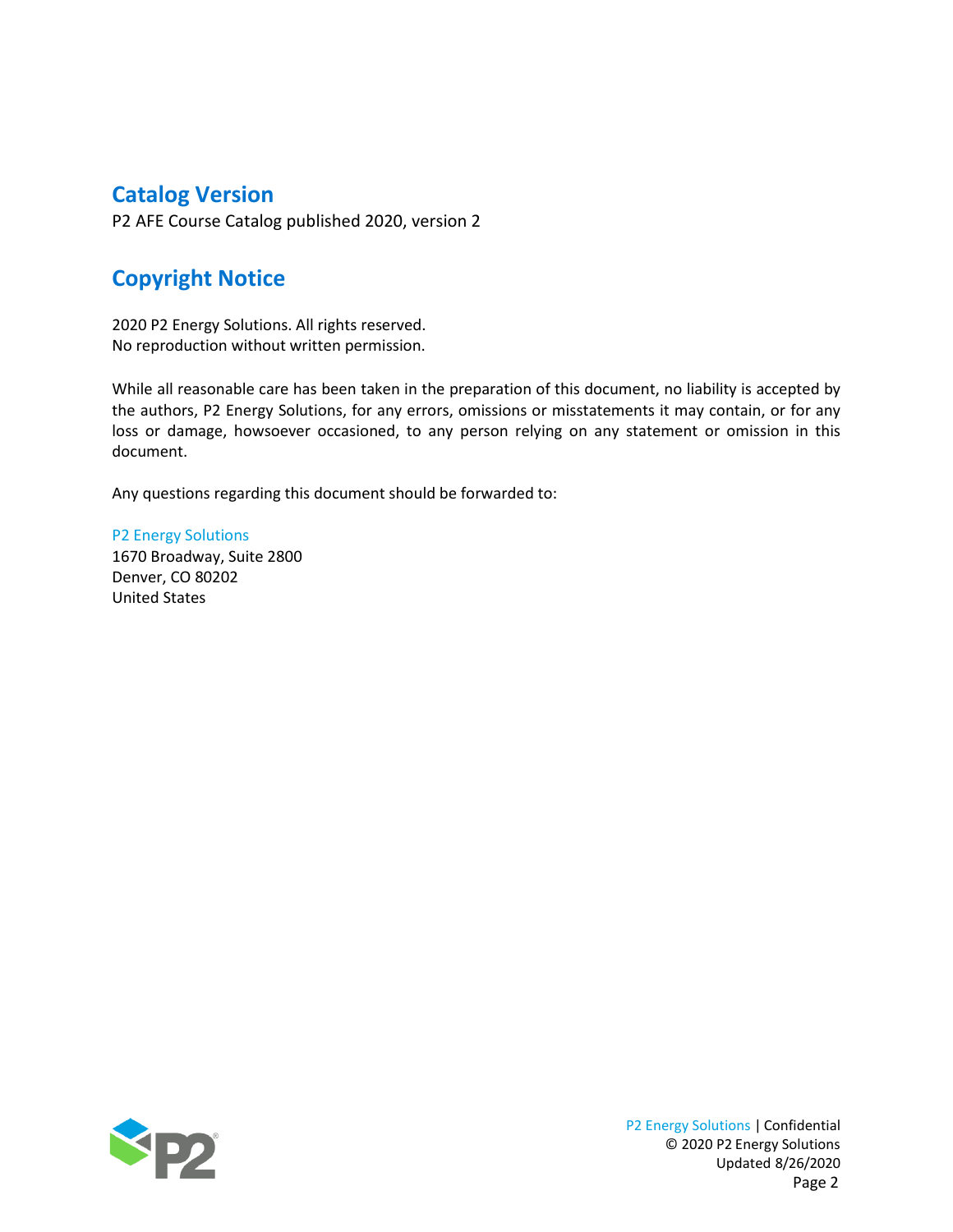## Catalog Version

P2 AFE Course Catalog published 2020, version 2

## Copyright Notice

2020 P2 Energy Solutions. All rights reserved.
No reproduction without written permission.

While all reasonable care has been taken in the preparation of this document, no liability is accepted by the authors, P2 Energy Solutions, for any errors, omissions or misstatements it may contain, or for any loss or damage, howsoever occasioned, to any person relying on any statement or omission in this document.

Any questions regarding this document should be forwarded to:

P2 Energy Solutions
1670 Broadway, Suite 2800
Denver, CO 80202
United States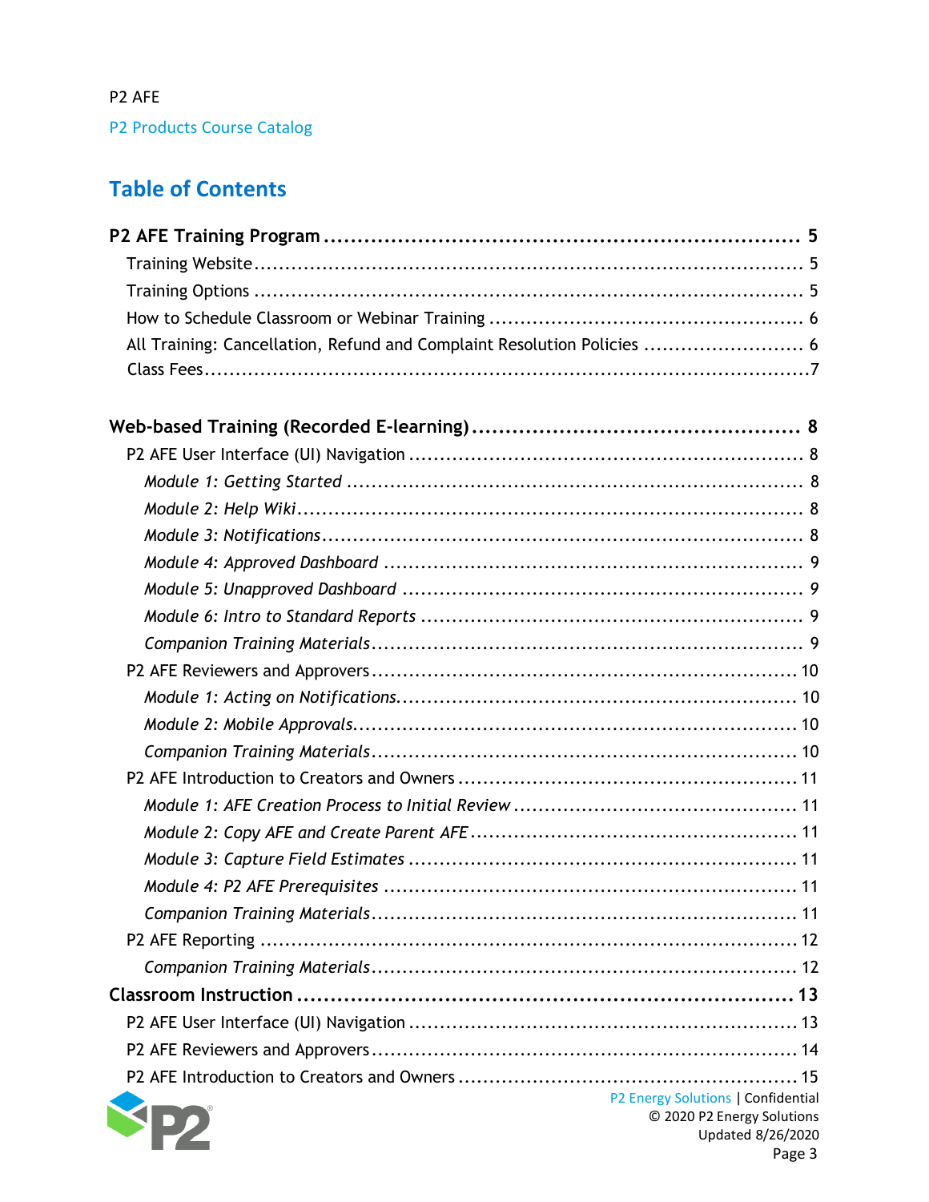P2 AFE

P2 Products Course Catalog

# Table of Contents

**P2 AFE Training Program** ........ 5

- Training Website ........ 5
- Training Options ........ 5
- How to Schedule Classroom or Webinar Training ........ 6
- All Training: Cancellation, Refund and Complaint Resolution Policies ........ 6
- Class Fees ........ 7

**Web-based Training (Recorded E-learning)** ........ 8

- P2 AFE User Interface (UI) Navigation ........ 8
  - *Module 1: Getting Started* ........ 8
  - *Module 2: Help Wiki* ........ 8
  - *Module 3: Notifications* ........ 8
  - *Module 4: Approved Dashboard* ........ 9
  - *Module 5: Unapproved Dashboard* ........ 9
  - *Module 6: Intro to Standard Reports* ........ 9
  - *Companion Training Materials* ........ 9
- P2 AFE Reviewers and Approvers ........ 10
  - *Module 1: Acting on Notifications* ........ 10
  - *Module 2: Mobile Approvals* ........ 10
  - *Companion Training Materials* ........ 10
- P2 AFE Introduction to Creators and Owners ........ 11
  - *Module 1: AFE Creation Process to Initial Review* ........ 11
  - *Module 2: Copy AFE and Create Parent AFE* ........ 11
  - *Module 3: Capture Field Estimates* ........ 11
  - *Module 4: P2 AFE Prerequisites* ........ 11
  - *Companion Training Materials* ........ 11
- P2 AFE Reporting ........ 12
  - *Companion Training Materials* ........ 12

**Classroom Instruction** ........ 13

- P2 AFE User Interface (UI) Navigation ........ 13
- P2 AFE Reviewers and Approvers ........ 14
- P2 AFE Introduction to Creators and Owners ........ 15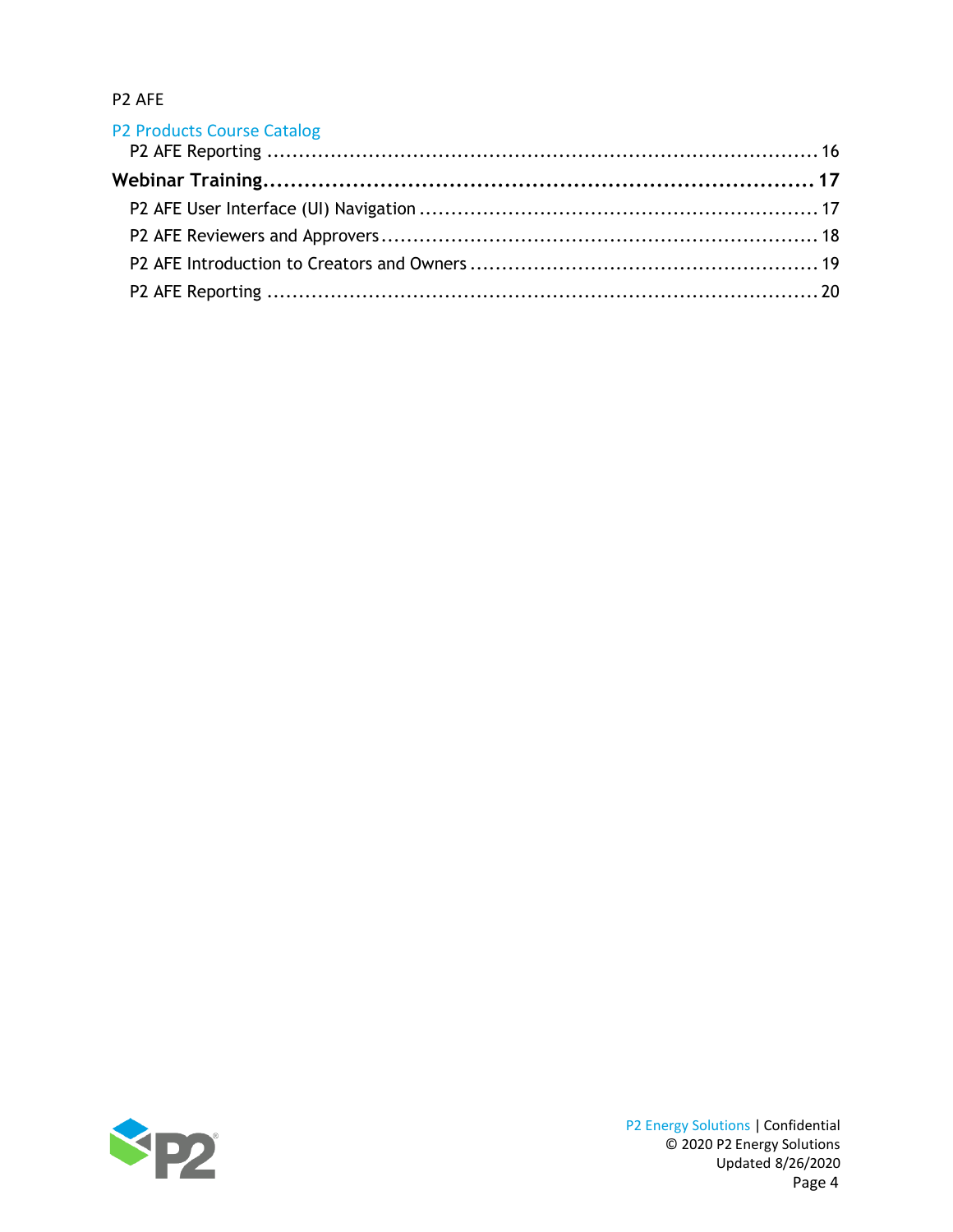P2 Products Course Catalog

P2 AFE Reporting ........................................................................................ 16

**Webinar Training ........................................................................ 17**

P2 AFE User Interface (UI) Navigation ............................................................ 17

P2 AFE Reviewers and Approvers ................................................................... 18

P2 AFE Introduction to Creators and Owners .................................................... 19

P2 AFE Reporting ........................................................................................ 20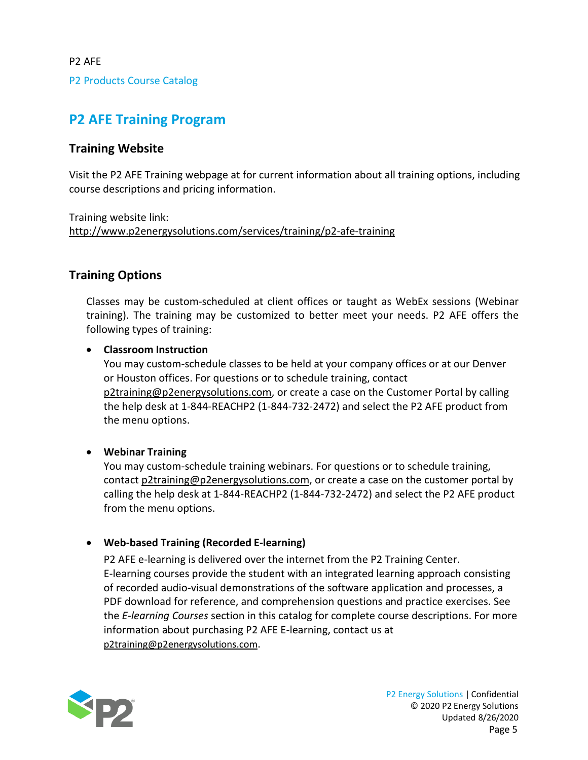# P2 AFE Training Program

## Training Website

Visit the P2 AFE Training webpage at for current information about all training options, including course descriptions and pricing information.

Training website link:
http://www.p2energysolutions.com/services/training/p2-afe-training

## Training Options

Classes may be custom-scheduled at client offices or taught as WebEx sessions (Webinar training). The training may be customized to better meet your needs. P2 AFE offers the following types of training:

- **Classroom Instruction**
  You may custom-schedule classes to be held at your company offices or at our Denver or Houston offices. For questions or to schedule training, contact p2training@p2energysolutions.com, or create a case on the Customer Portal by calling the help desk at 1-844-REACHP2 (1-844-732-2472) and select the P2 AFE product from the menu options.

- **Webinar Training**
  You may custom-schedule training webinars. For questions or to schedule training, contact p2training@p2energysolutions.com, or create a case on the customer portal by calling the help desk at 1-844-REACHP2 (1-844-732-2472) and select the P2 AFE product from the menu options.

- **Web-based Training (Recorded E-learning)**
  P2 AFE e-learning is delivered over the internet from the P2 Training Center. E-learning courses provide the student with an integrated learning approach consisting of recorded audio-visual demonstrations of the software application and processes, a PDF download for reference, and comprehension questions and practice exercises. See the *E-learning Courses* section in this catalog for complete course descriptions. For more information about purchasing P2 AFE E-learning, contact us at p2training@p2energysolutions.com.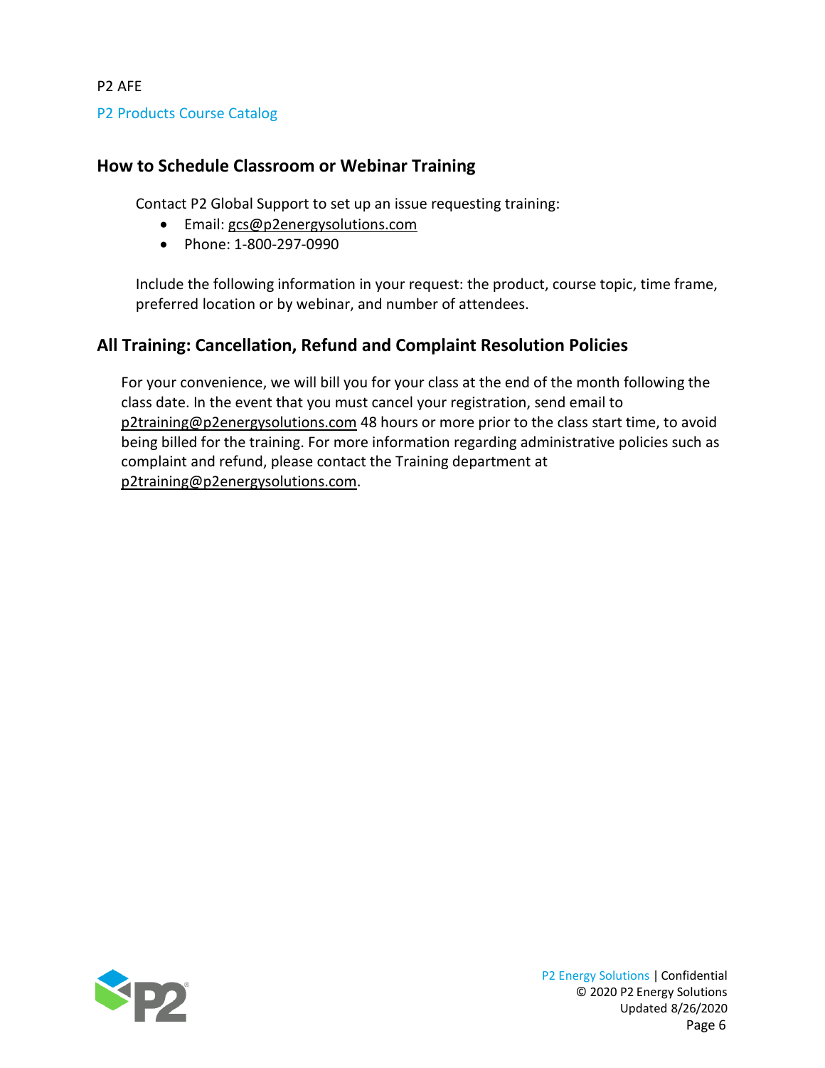P2 AFE

P2 Products Course Catalog

## How to Schedule Classroom or Webinar Training

Contact P2 Global Support to set up an issue requesting training:

- Email: gcs@p2energysolutions.com
- Phone: 1-800-297-0990

Include the following information in your request: the product, course topic, time frame, preferred location or by webinar, and number of attendees.

## All Training: Cancellation, Refund and Complaint Resolution Policies

For your convenience, we will bill you for your class at the end of the month following the class date. In the event that you must cancel your registration, send email to p2training@p2energysolutions.com 48 hours or more prior to the class start time, to avoid being billed for the training. For more information regarding administrative policies such as complaint and refund, please contact the Training department at p2training@p2energysolutions.com.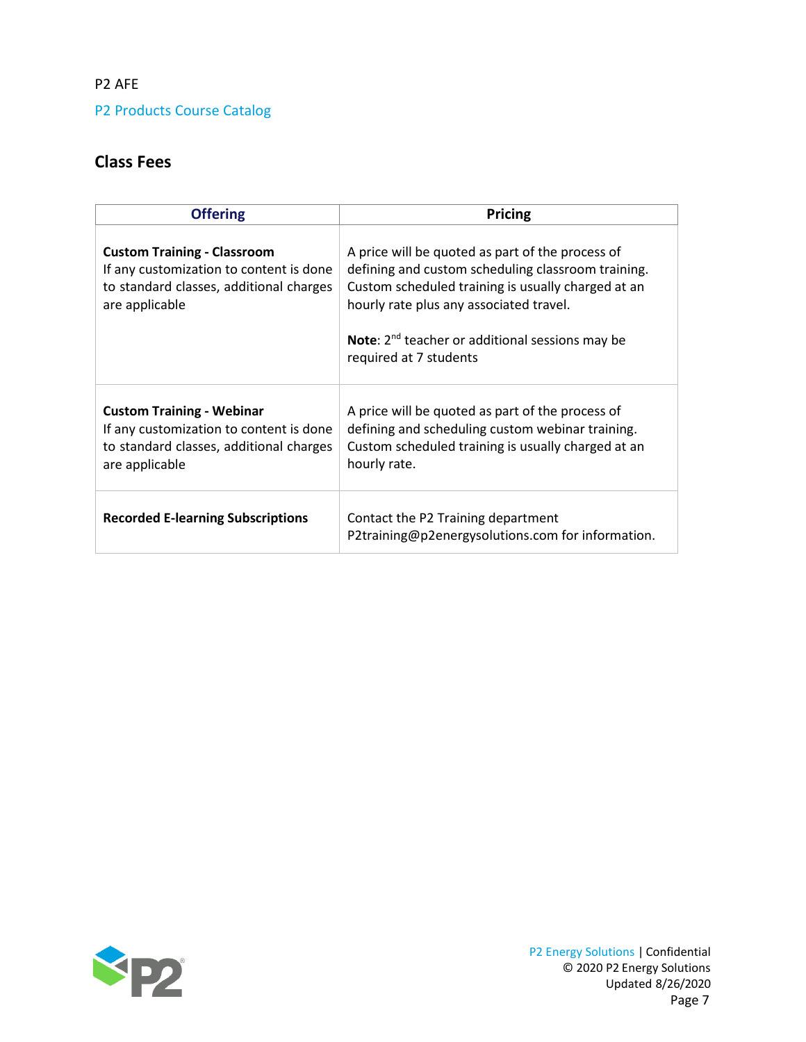## Class Fees

| Offering | Pricing |
| --- | --- |
| **Custom Training - Classroom**<br>If any customization to content is done to standard classes, additional charges are applicable | A price will be quoted as part of the process of defining and custom scheduling classroom training. Custom scheduled training is usually charged at an hourly rate plus any associated travel.<br><br>**Note**: 2nd teacher or additional sessions may be required at 7 students |
| **Custom Training - Webinar**<br>If any customization to content is done to standard classes, additional charges are applicable | A price will be quoted as part of the process of defining and scheduling custom webinar training. Custom scheduled training is usually charged at an hourly rate. |
| **Recorded E-learning Subscriptions** | Contact the P2 Training department P2training@p2energysolutions.com for information. |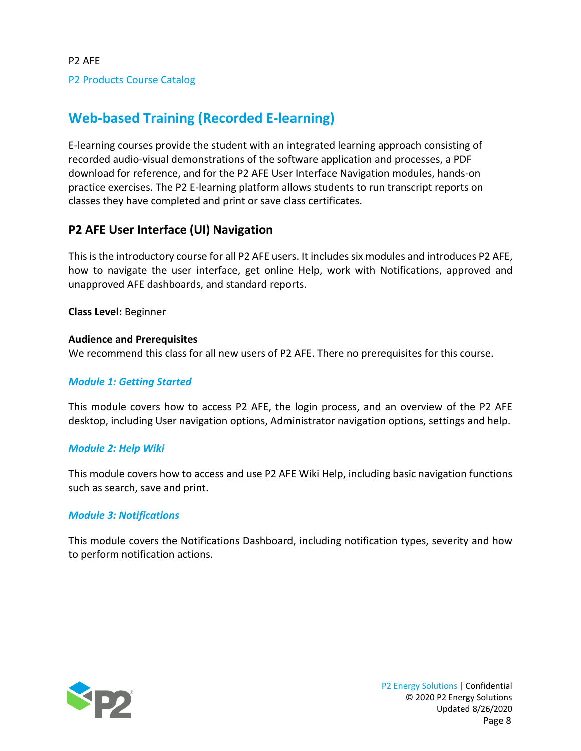## Web-based Training (Recorded E-learning)

E-learning courses provide the student with an integrated learning approach consisting of recorded audio-visual demonstrations of the software application and processes, a PDF download for reference, and for the P2 AFE User Interface Navigation modules, hands-on practice exercises. The P2 E-learning platform allows students to run transcript reports on classes they have completed and print or save class certificates.

### P2 AFE User Interface (UI) Navigation

This is the introductory course for all P2 AFE users. It includes six modules and introduces P2 AFE, how to navigate the user interface, get online Help, work with Notifications, approved and unapproved AFE dashboards, and standard reports.

**Class Level:** Beginner

**Audience and Prerequisites**
We recommend this class for all new users of P2 AFE. There no prerequisites for this course.

#### *Module 1: Getting Started*

This module covers how to access P2 AFE, the login process, and an overview of the P2 AFE desktop, including User navigation options, Administrator navigation options, settings and help.

#### *Module 2: Help Wiki*

This module covers how to access and use P2 AFE Wiki Help, including basic navigation functions such as search, save and print.

#### *Module 3: Notifications*

This module covers the Notifications Dashboard, including notification types, severity and how to perform notification actions.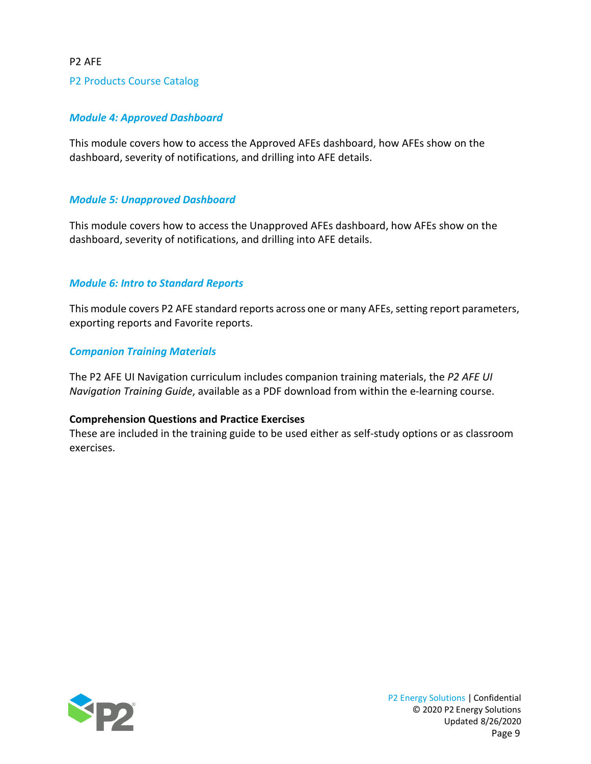#### *Module 4: Approved Dashboard*

This module covers how to access the Approved AFEs dashboard, how AFEs show on the dashboard, severity of notifications, and drilling into AFE details.

#### *Module 5: Unapproved Dashboard*

This module covers how to access the Unapproved AFEs dashboard, how AFEs show on the dashboard, severity of notifications, and drilling into AFE details.

#### *Module 6: Intro to Standard Reports*

This module covers P2 AFE standard reports across one or many AFEs, setting report parameters, exporting reports and Favorite reports.

#### *Companion Training Materials*

The P2 AFE UI Navigation curriculum includes companion training materials, the *P2 AFE UI Navigation Training Guide*, available as a PDF download from within the e-learning course.

**Comprehension Questions and Practice Exercises**

These are included in the training guide to be used either as self-study options or as classroom exercises.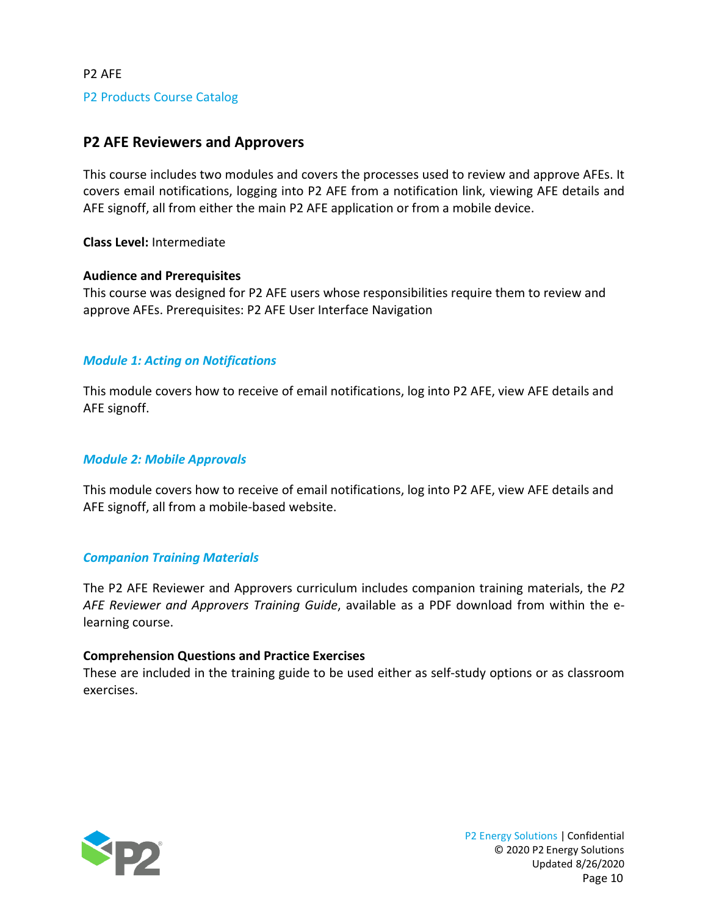P2 AFE

P2 Products Course Catalog

## P2 AFE Reviewers and Approvers

This course includes two modules and covers the processes used to review and approve AFEs. It covers email notifications, logging into P2 AFE from a notification link, viewing AFE details and AFE signoff, all from either the main P2 AFE application or from a mobile device.

**Class Level:** Intermediate

**Audience and Prerequisites**
This course was designed for P2 AFE users whose responsibilities require them to review and approve AFEs. Prerequisites: P2 AFE User Interface Navigation

### *Module 1: Acting on Notifications*

This module covers how to receive of email notifications, log into P2 AFE, view AFE details and AFE signoff.

### *Module 2: Mobile Approvals*

This module covers how to receive of email notifications, log into P2 AFE, view AFE details and AFE signoff, all from a mobile-based website.

### *Companion Training Materials*

The P2 AFE Reviewer and Approvers curriculum includes companion training materials, the *P2 AFE Reviewer and Approvers Training Guide*, available as a PDF download from within the e-learning course.

**Comprehension Questions and Practice Exercises**
These are included in the training guide to be used either as self-study options or as classroom exercises.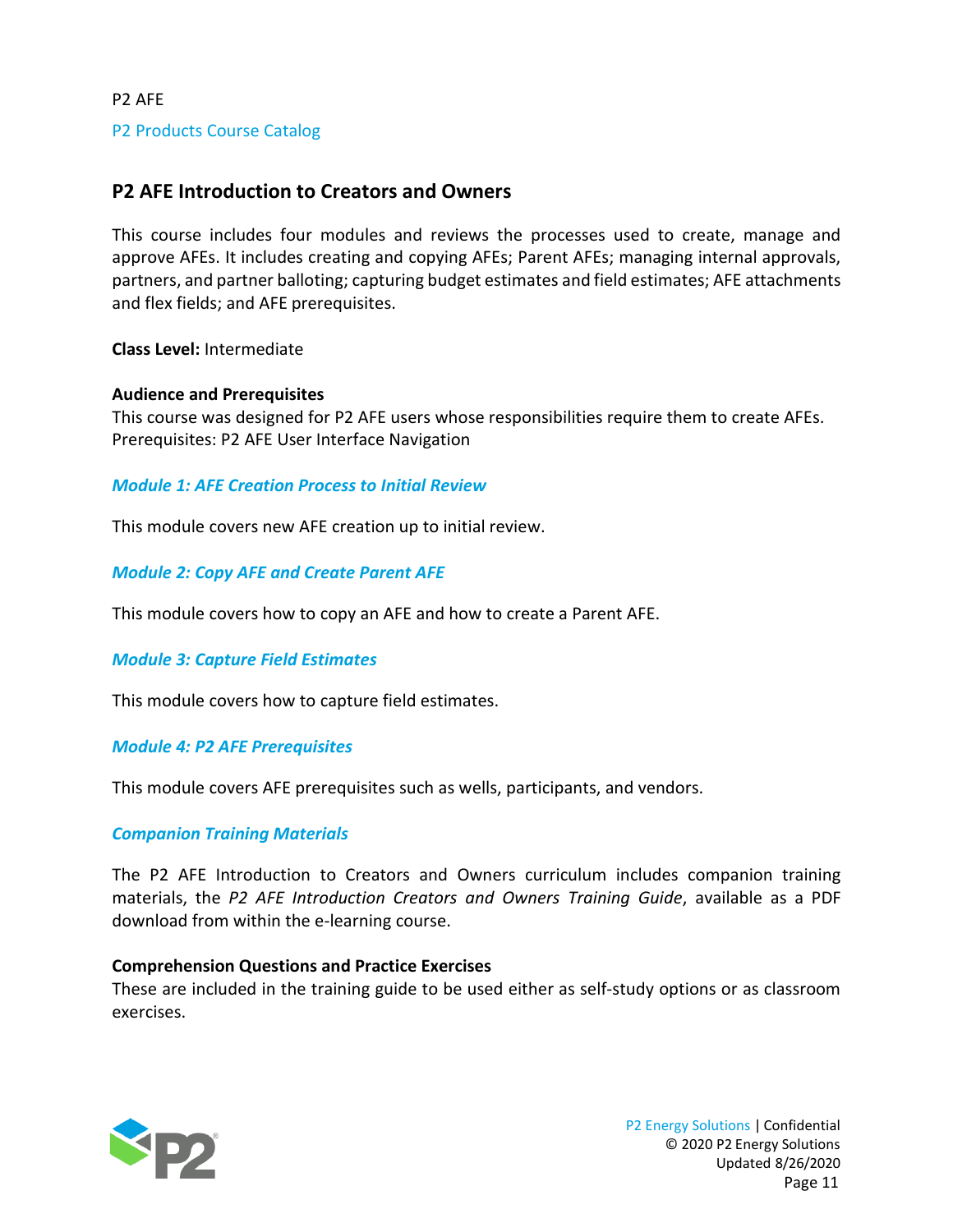## P2 AFE Introduction to Creators and Owners

This course includes four modules and reviews the processes used to create, manage and approve AFEs. It includes creating and copying AFEs; Parent AFEs; managing internal approvals, partners, and partner balloting; capturing budget estimates and field estimates; AFE attachments and flex fields; and AFE prerequisites.

**Class Level:** Intermediate

**Audience and Prerequisites**
This course was designed for P2 AFE users whose responsibilities require them to create AFEs.
Prerequisites: P2 AFE User Interface Navigation

### *Module 1: AFE Creation Process to Initial Review*

This module covers new AFE creation up to initial review.

### *Module 2: Copy AFE and Create Parent AFE*

This module covers how to copy an AFE and how to create a Parent AFE.

### *Module 3: Capture Field Estimates*

This module covers how to capture field estimates.

### *Module 4: P2 AFE Prerequisites*

This module covers AFE prerequisites such as wells, participants, and vendors.

### *Companion Training Materials*

The P2 AFE Introduction to Creators and Owners curriculum includes companion training materials, the *P2 AFE Introduction Creators and Owners Training Guide*, available as a PDF download from within the e-learning course.

**Comprehension Questions and Practice Exercises**
These are included in the training guide to be used either as self-study options or as classroom exercises.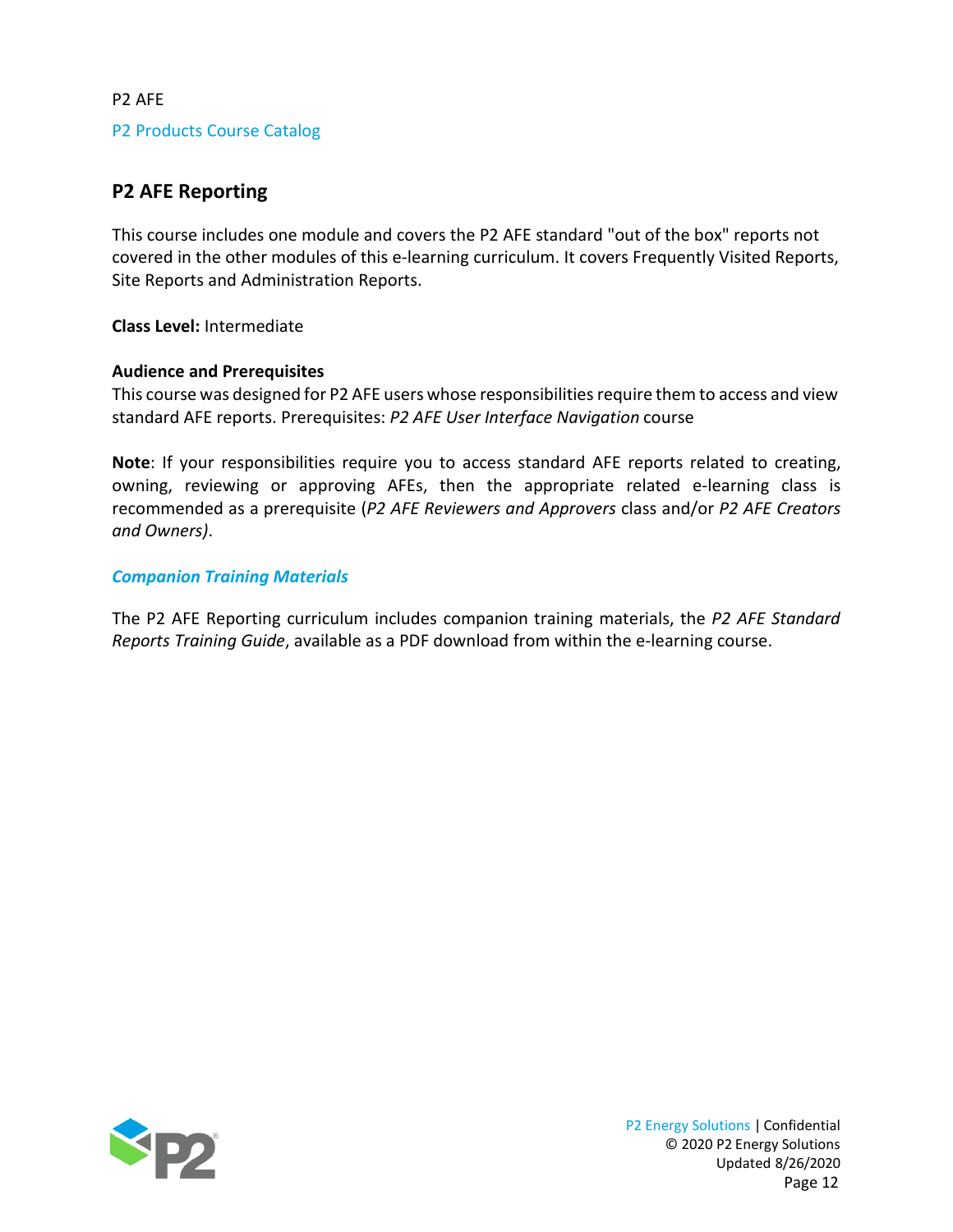## P2 AFE Reporting

This course includes one module and covers the P2 AFE standard "out of the box" reports not covered in the other modules of this e-learning curriculum. It covers Frequently Visited Reports, Site Reports and Administration Reports.

**Class Level:** Intermediate

**Audience and Prerequisites**
This course was designed for P2 AFE users whose responsibilities require them to access and view standard AFE reports. Prerequisites: *P2 AFE User Interface Navigation* course

**Note**: If your responsibilities require you to access standard AFE reports related to creating, owning, reviewing or approving AFEs, then the appropriate related e-learning class is recommended as a prerequisite (*P2 AFE Reviewers and Approvers* class and/or *P2 AFE Creators and Owners)*.

***Companion Training Materials***

The P2 AFE Reporting curriculum includes companion training materials, the *P2 AFE Standard Reports Training Guide*, available as a PDF download from within the e-learning course.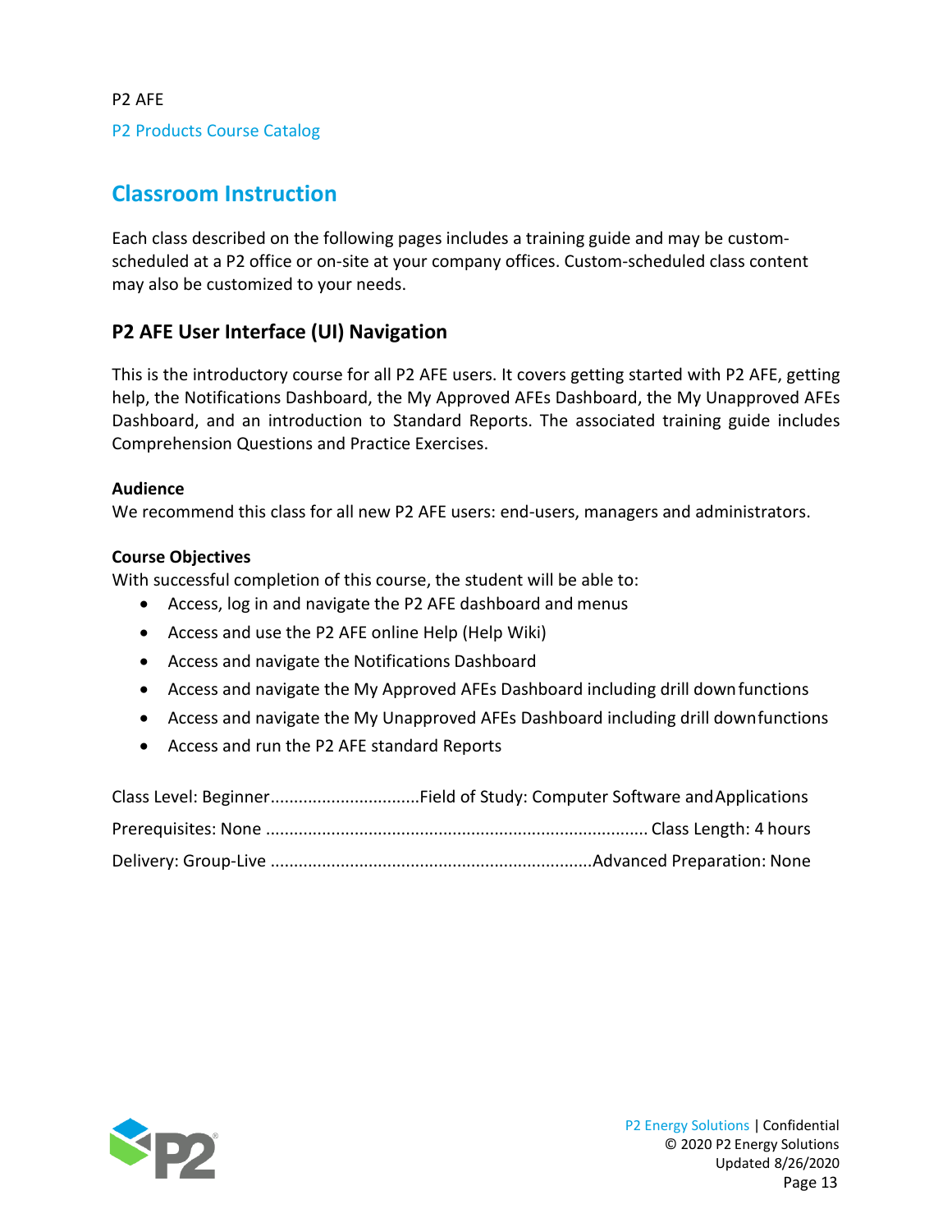## Classroom Instruction

Each class described on the following pages includes a training guide and may be custom-scheduled at a P2 office or on-site at your company offices. Custom-scheduled class content may also be customized to your needs.

### P2 AFE User Interface (UI) Navigation

This is the introductory course for all P2 AFE users. It covers getting started with P2 AFE, getting help, the Notifications Dashboard, the My Approved AFEs Dashboard, the My Unapproved AFEs Dashboard, and an introduction to Standard Reports. The associated training guide includes Comprehension Questions and Practice Exercises.

**Audience**

We recommend this class for all new P2 AFE users: end-users, managers and administrators.

**Course Objectives**

With successful completion of this course, the student will be able to:

- Access, log in and navigate the P2 AFE dashboard and menus
- Access and use the P2 AFE online Help (Help Wiki)
- Access and navigate the Notifications Dashboard
- Access and navigate the My Approved AFEs Dashboard including drill down functions
- Access and navigate the My Unapproved AFEs Dashboard including drill down functions
- Access and run the P2 AFE standard Reports

Class Level: Beginner................................Field of Study: Computer Software and Applications

Prerequisites: None ................................................................................. Class Length: 4 hours

Delivery: Group-Live ....................................................................Advanced Preparation: None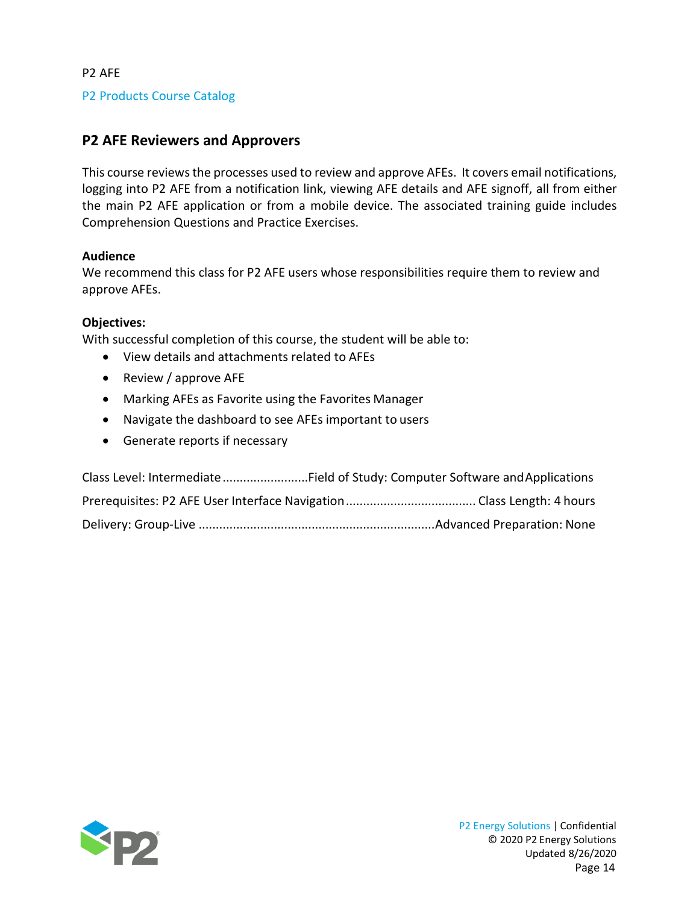## P2 AFE Reviewers and Approvers

This course reviews the processes used to review and approve AFEs. It covers email notifications, logging into P2 AFE from a notification link, viewing AFE details and AFE signoff, all from either the main P2 AFE application or from a mobile device. The associated training guide includes Comprehension Questions and Practice Exercises.

**Audience**
We recommend this class for P2 AFE users whose responsibilities require them to review and approve AFEs.

**Objectives:**
With successful completion of this course, the student will be able to:

- View details and attachments related to AFEs
- Review / approve AFE
- Marking AFEs as Favorite using the Favorites Manager
- Navigate the dashboard to see AFEs important to users
- Generate reports if necessary

Class Level: Intermediate ........................ Field of Study: Computer Software and Applications

Prerequisites: P2 AFE User Interface Navigation ..................................... Class Length: 4 hours

Delivery: Group-Live .................................................................... Advanced Preparation: None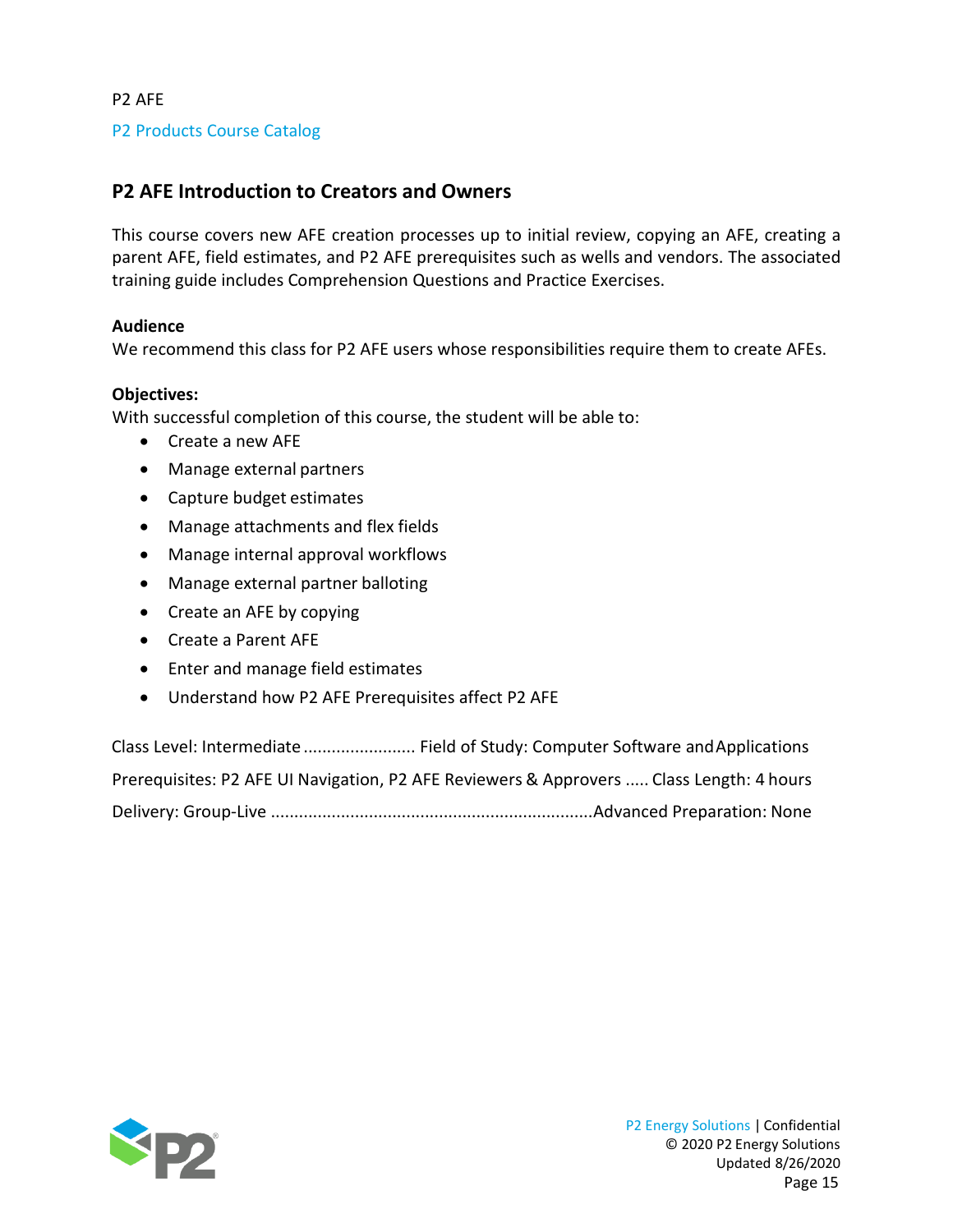## P2 AFE Introduction to Creators and Owners

This course covers new AFE creation processes up to initial review, copying an AFE, creating a parent AFE, field estimates, and P2 AFE prerequisites such as wells and vendors. The associated training guide includes Comprehension Questions and Practice Exercises.

**Audience**
We recommend this class for P2 AFE users whose responsibilities require them to create AFEs.

**Objectives:**
With successful completion of this course, the student will be able to:

- Create a new AFE
- Manage external partners
- Capture budget estimates
- Manage attachments and flex fields
- Manage internal approval workflows
- Manage external partner balloting
- Create an AFE by copying
- Create a Parent AFE
- Enter and manage field estimates
- Understand how P2 AFE Prerequisites affect P2 AFE

Class Level: Intermediate ........................ Field of Study: Computer Software and Applications

Prerequisites: P2 AFE UI Navigation, P2 AFE Reviewers & Approvers ..... Class Length: 4 hours

Delivery: Group-Live .....................................................................Advanced Preparation: None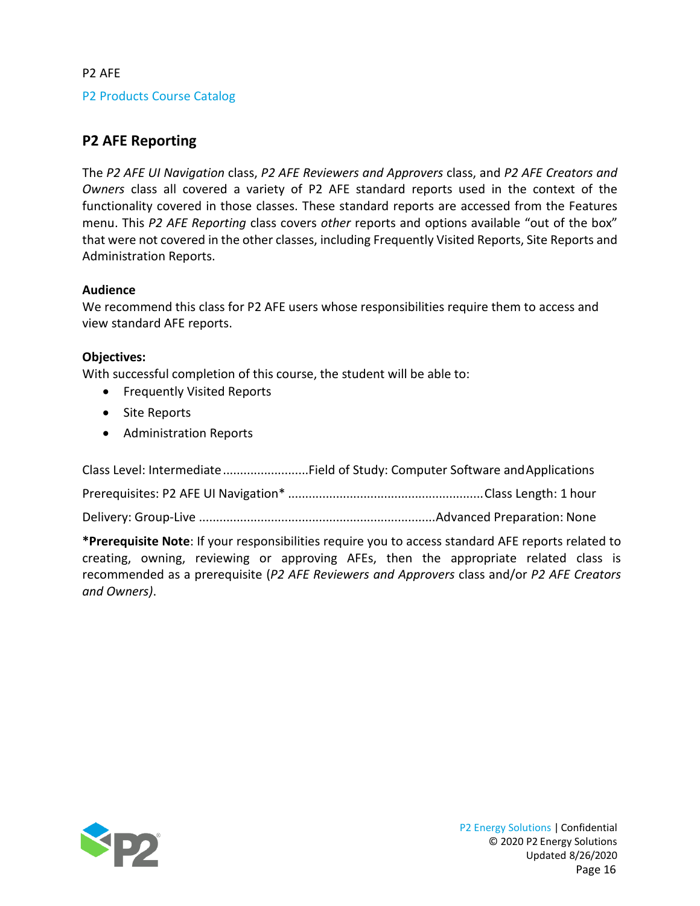## P2 AFE Reporting

The *P2 AFE UI Navigation* class, *P2 AFE Reviewers and Approvers* class, and *P2 AFE Creators and Owners* class all covered a variety of P2 AFE standard reports used in the context of the functionality covered in those classes. These standard reports are accessed from the Features menu. This *P2 AFE Reporting* class covers *other* reports and options available "out of the box" that were not covered in the other classes, including Frequently Visited Reports, Site Reports and Administration Reports.

**Audience**
We recommend this class for P2 AFE users whose responsibilities require them to access and view standard AFE reports.

**Objectives:**
With successful completion of this course, the student will be able to:

- Frequently Visited Reports
- Site Reports
- Administration Reports

Class Level: Intermediate .........................Field of Study: Computer Software and Applications

Prerequisites: P2 AFE UI Navigation* ........................................................Class Length: 1 hour

Delivery: Group-Live ....................................................................Advanced Preparation: None

***Prerequisite Note**: If your responsibilities require you to access standard AFE reports related to creating, owning, reviewing or approving AFEs, then the appropriate related class is recommended as a prerequisite (*P2 AFE Reviewers and Approvers* class and/or *P2 AFE Creators and Owners)*.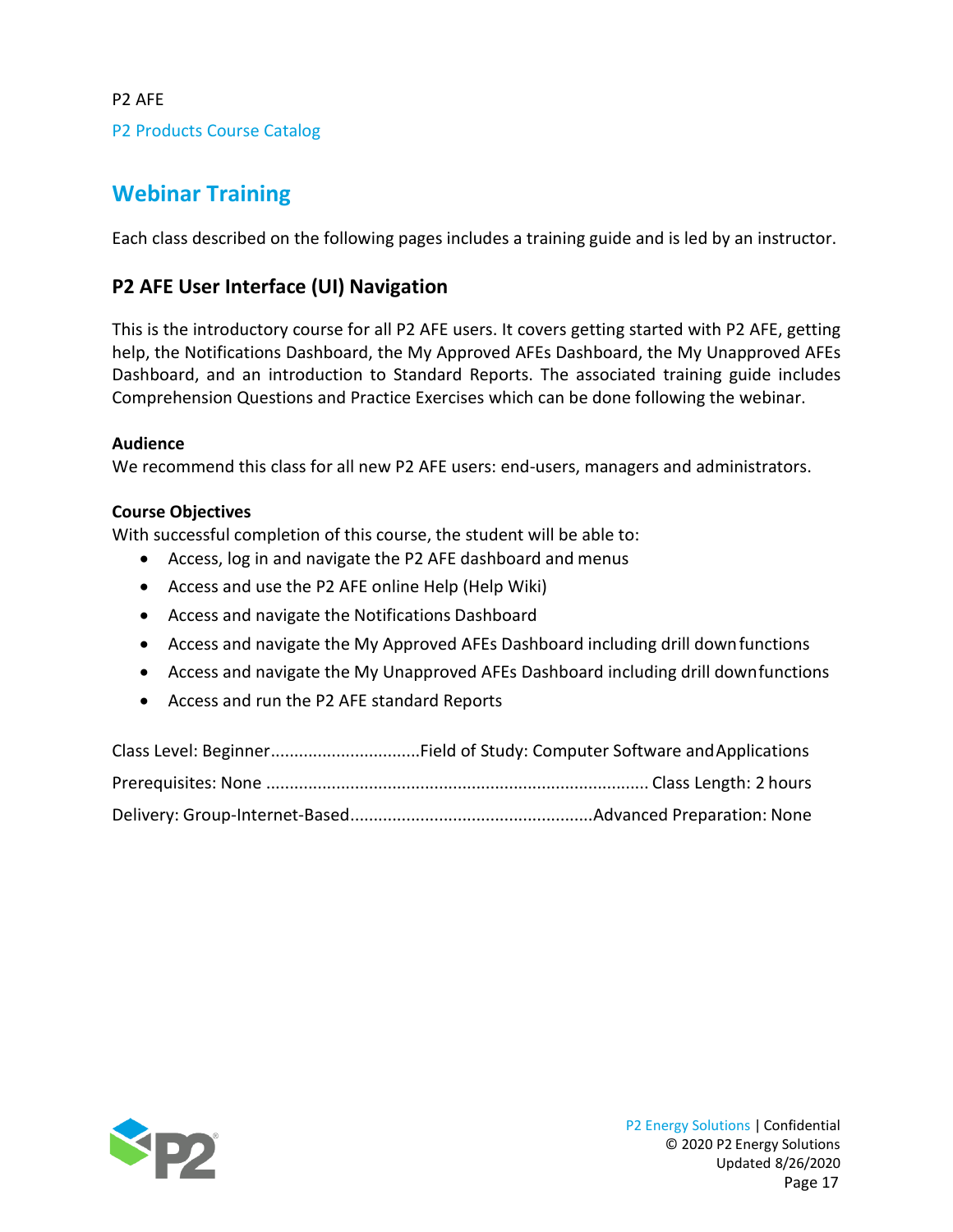## Webinar Training

Each class described on the following pages includes a training guide and is led by an instructor.

### P2 AFE User Interface (UI) Navigation

This is the introductory course for all P2 AFE users. It covers getting started with P2 AFE, getting help, the Notifications Dashboard, the My Approved AFEs Dashboard, the My Unapproved AFEs Dashboard, and an introduction to Standard Reports. The associated training guide includes Comprehension Questions and Practice Exercises which can be done following the webinar.

**Audience**
We recommend this class for all new P2 AFE users: end-users, managers and administrators.

**Course Objectives**
With successful completion of this course, the student will be able to:

- Access, log in and navigate the P2 AFE dashboard and menus
- Access and use the P2 AFE online Help (Help Wiki)
- Access and navigate the Notifications Dashboard
- Access and navigate the My Approved AFEs Dashboard including drill down functions
- Access and navigate the My Unapproved AFEs Dashboard including drill down functions
- Access and run the P2 AFE standard Reports

Class Level: Beginner................................Field of Study: Computer Software and Applications

Prerequisites: None ................................................................................. Class Length: 2 hours

Delivery: Group-Internet-Based...................................................Advanced Preparation: None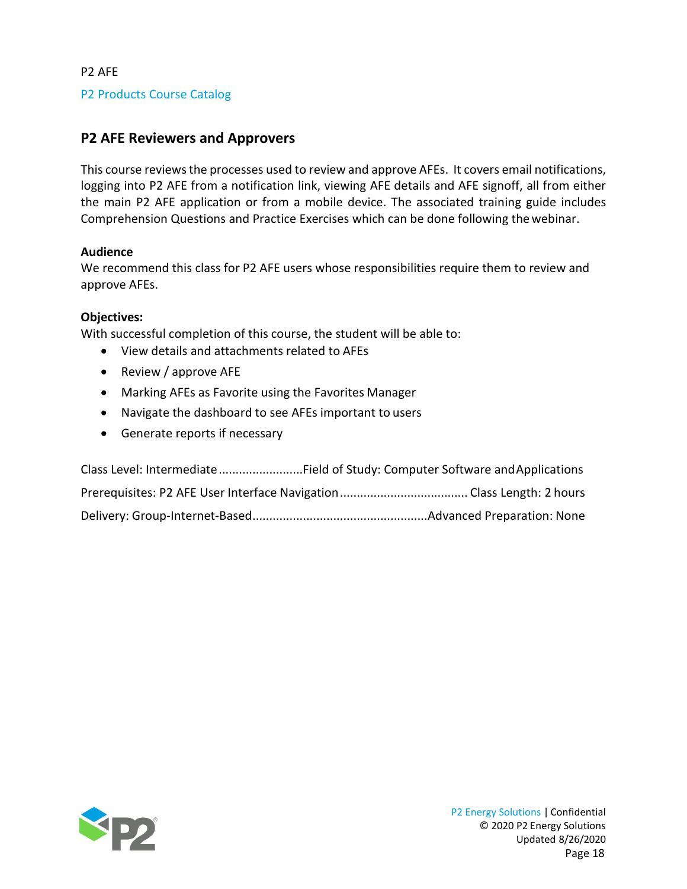## P2 AFE Reviewers and Approvers

This course reviews the processes used to review and approve AFEs. It covers email notifications, logging into P2 AFE from a notification link, viewing AFE details and AFE signoff, all from either the main P2 AFE application or from a mobile device. The associated training guide includes Comprehension Questions and Practice Exercises which can be done following the webinar.

**Audience**
We recommend this class for P2 AFE users whose responsibilities require them to review and approve AFEs.

**Objectives:**
With successful completion of this course, the student will be able to:

- View details and attachments related to AFEs
- Review / approve AFE
- Marking AFEs as Favorite using the Favorites Manager
- Navigate the dashboard to see AFEs important to users
- Generate reports if necessary

Class Level: Intermediate.........................Field of Study: Computer Software and Applications

Prerequisites: P2 AFE User Interface Navigation..................................... Class Length: 2 hours

Delivery: Group-Internet-Based...................................................Advanced Preparation: None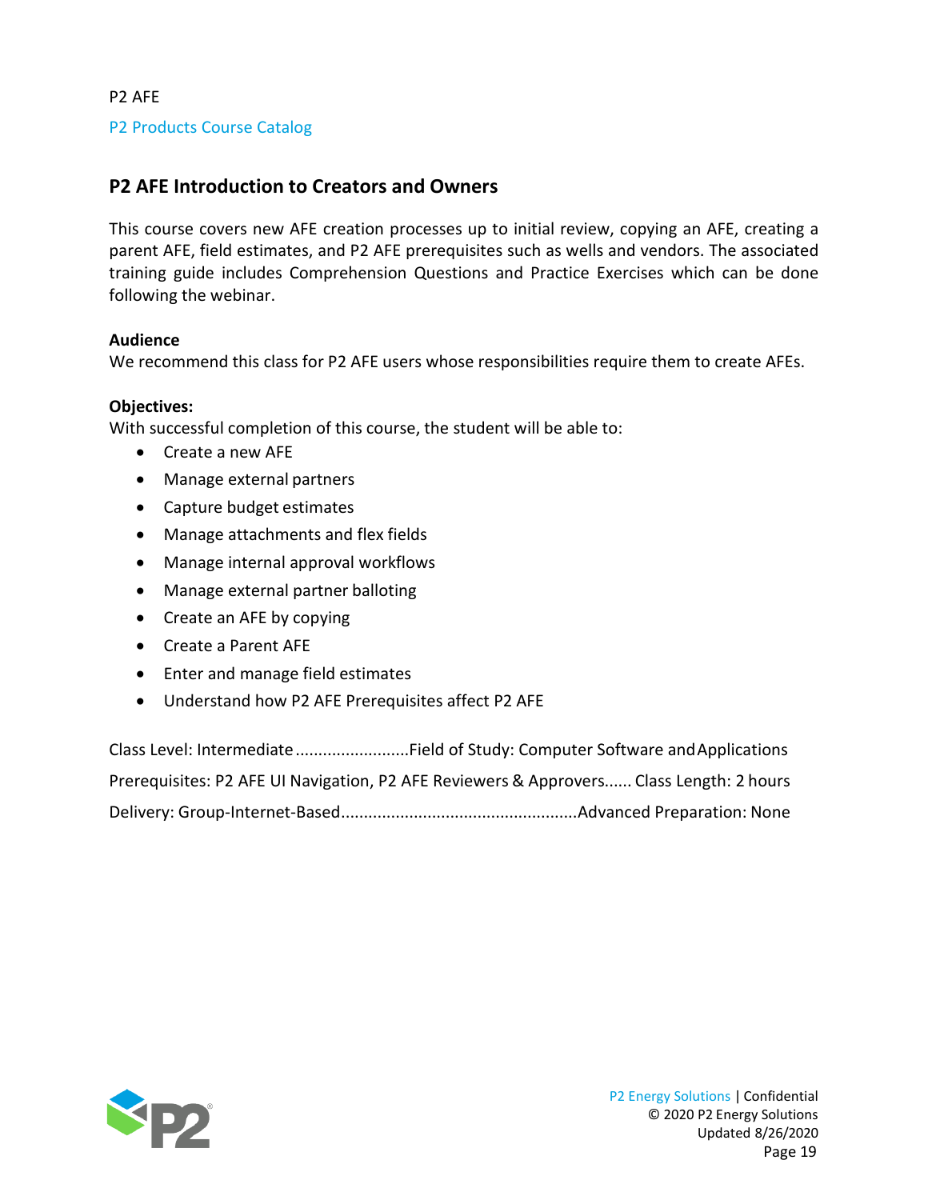P2 AFE

P2 Products Course Catalog

## P2 AFE Introduction to Creators and Owners

This course covers new AFE creation processes up to initial review, copying an AFE, creating a parent AFE, field estimates, and P2 AFE prerequisites such as wells and vendors. The associated training guide includes Comprehension Questions and Practice Exercises which can be done following the webinar.

**Audience**
We recommend this class for P2 AFE users whose responsibilities require them to create AFEs.

**Objectives:**
With successful completion of this course, the student will be able to:

- Create a new AFE
- Manage external partners
- Capture budget estimates
- Manage attachments and flex fields
- Manage internal approval workflows
- Manage external partner balloting
- Create an AFE by copying
- Create a Parent AFE
- Enter and manage field estimates
- Understand how P2 AFE Prerequisites affect P2 AFE

Class Level: Intermediate .........................Field of Study: Computer Software and Applications

Prerequisites: P2 AFE UI Navigation, P2 AFE Reviewers & Approvers...... Class Length: 2 hours

Delivery: Group-Internet-Based...................................................Advanced Preparation: None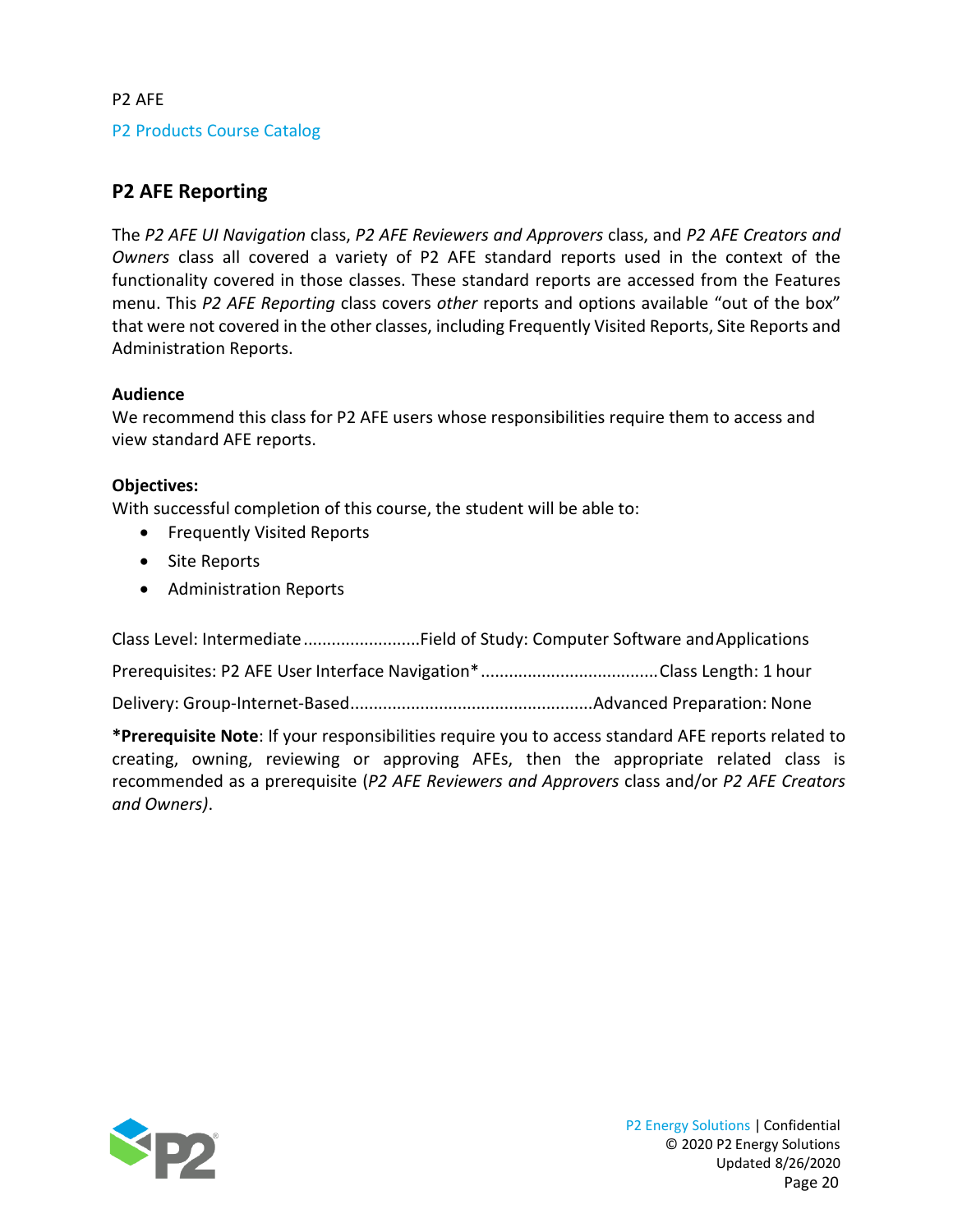## P2 AFE Reporting

The *P2 AFE UI Navigation* class, *P2 AFE Reviewers and Approvers* class, and *P2 AFE Creators and Owners* class all covered a variety of P2 AFE standard reports used in the context of the functionality covered in those classes. These standard reports are accessed from the Features menu. This *P2 AFE Reporting* class covers *other* reports and options available "out of the box" that were not covered in the other classes, including Frequently Visited Reports, Site Reports and Administration Reports.

**Audience**
We recommend this class for P2 AFE users whose responsibilities require them to access and view standard AFE reports.

**Objectives:**
With successful completion of this course, the student will be able to:

- Frequently Visited Reports
- Site Reports
- Administration Reports

Class Level: Intermediate .........................Field of Study: Computer Software and Applications

Prerequisites: P2 AFE User Interface Navigation* .....................................Class Length: 1 hour

Delivery: Group-Internet-Based...................................................Advanced Preparation: None

***Prerequisite Note**: If your responsibilities require you to access standard AFE reports related to creating, owning, reviewing or approving AFEs, then the appropriate related class is recommended as a prerequisite (*P2 AFE Reviewers and Approvers* class and/or *P2 AFE Creators and Owners)*.